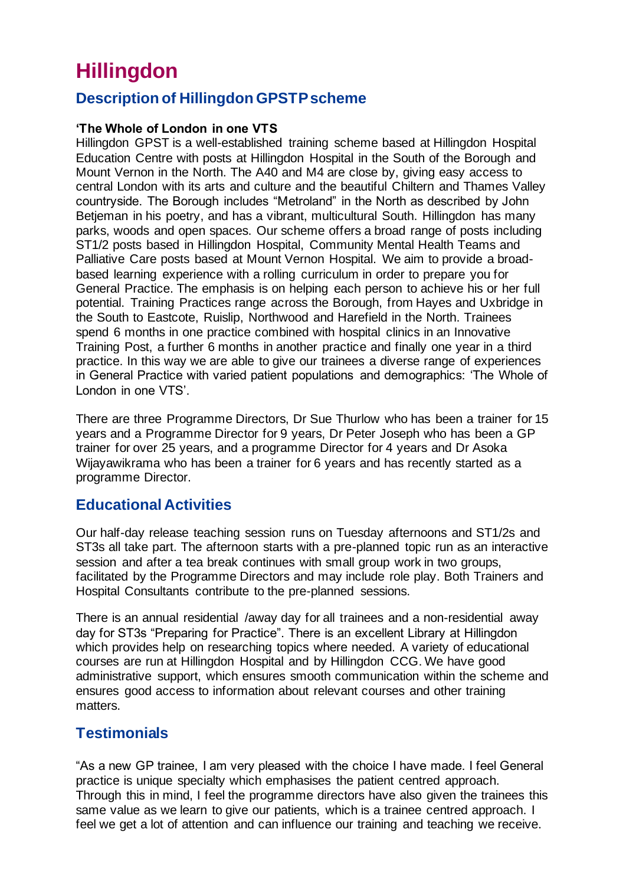# Hillingdon

## Description of Hillingdon GPSTP scheme

**'The Whole of London in one VTS**

Hillingdon GPST is a well-established training scheme based at Hillingdon Hospital Education Centre with posts at Hillingdon Hospital in the South of the Borough and Mount Vernon in the North. The A40 and M4 are close by, giving easy access to central London with its arts and culture and the beautiful Chiltern and Thames Valley countryside. The Borough includes "Metroland" in the North as described by John Betjeman in his poetry, and has a vibrant, multicultural South. Hillingdon has many parks, woods and open spaces. Our scheme offers a broad range of posts including ST1/2 posts based in Hillingdon Hospital, Community Mental Health Teams and Palliative Care posts based at Mount Vernon Hospital. We aim to provide a broad-based learning experience with a rolling curriculum in order to prepare you for General Practice. The emphasis is on helping each person to achieve his or her full potential. Training Practices range across the Borough, from Hayes and Uxbridge in the South to Eastcote, Ruislip, Northwood and Harefield in the North. Trainees spend 6 months in one practice combined with hospital clinics in an Innovative Training Post, a further 6 months in another practice and finally one year in a third practice. In this way we are able to give our trainees a diverse range of experiences in General Practice with varied patient populations and demographics: 'The Whole of London in one VTS'.

There are three Programme Directors, Dr Sue Thurlow who has been a trainer for 15 years and a Programme Director for 9 years, Dr Peter Joseph who has been a GP trainer for over 25 years, and a programme Director for 4 years and Dr Asoka Wijayawikrama who has been a trainer for 6 years and has recently started as a programme Director.

## Educational Activities

Our half-day release teaching session runs on Tuesday afternoons and ST1/2s and ST3s all take part. The afternoon starts with a pre-planned topic run as an interactive session and after a tea break continues with small group work in two groups, facilitated by the Programme Directors and may include role play. Both Trainers and Hospital Consultants contribute to the pre-planned sessions.

There is an annual residential /away day for all trainees and a non-residential away day for ST3s "Preparing for Practice". There is an excellent Library at Hillingdon which provides help on researching topics where needed. A variety of educational courses are run at Hillingdon Hospital and by Hillingdon CCG. We have good administrative support, which ensures smooth communication within the scheme and ensures good access to information about relevant courses and other training matters.

## Testimonials

"As a new GP trainee, I am very pleased with the choice I have made. I feel General practice is unique specialty which emphasises the patient centred approach. Through this in mind, I feel the programme directors have also given the trainees this same value as we learn to give our patients, which is a trainee centred approach. I feel we get a lot of attention and can influence our training and teaching we receive.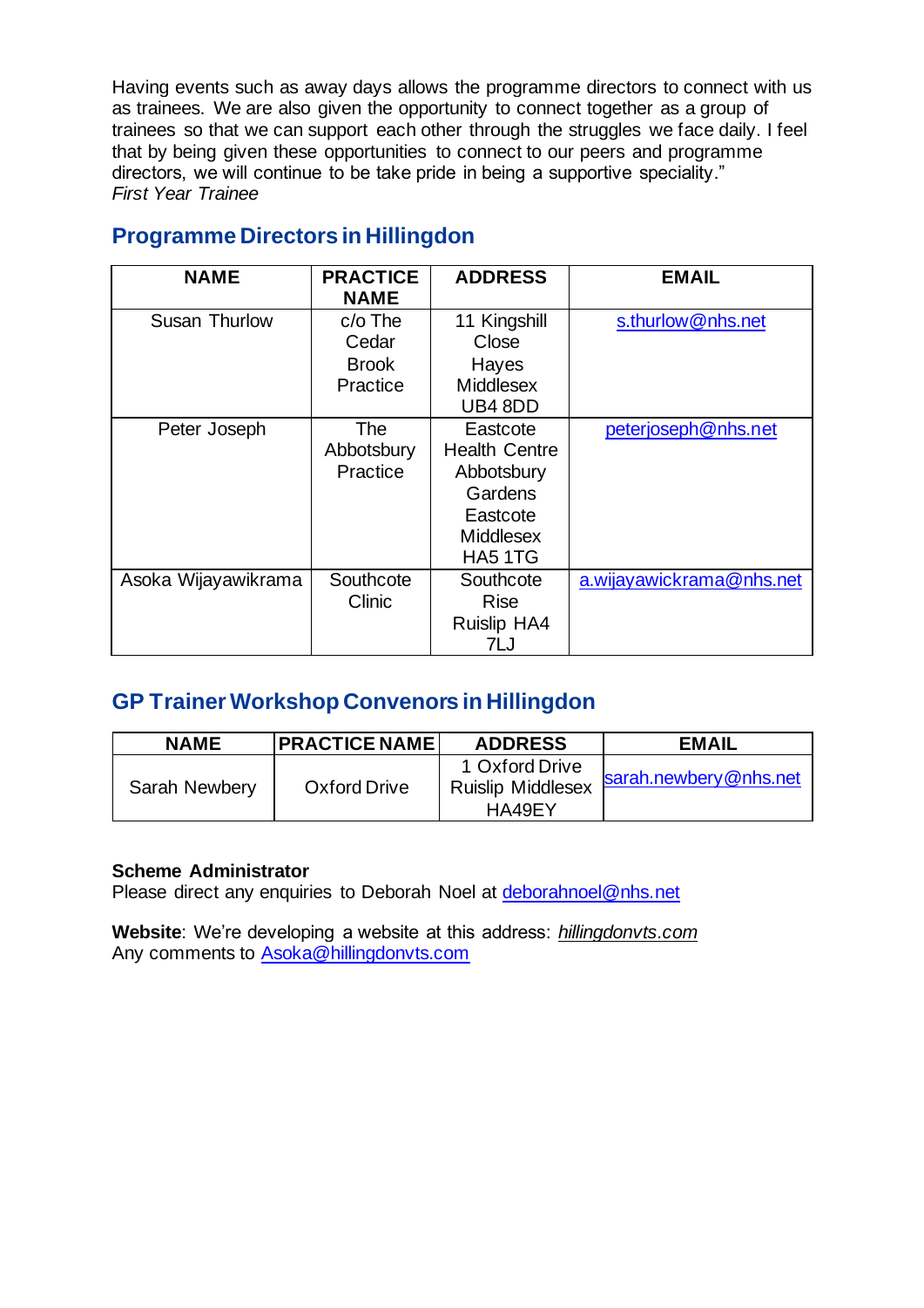Having events such as away days allows the programme directors to connect with us as trainees. We are also given the opportunity to connect together as a group of trainees so that we can support each other through the struggles we face daily. I feel that by being given these opportunities to connect to our peers and programme directors, we will continue to be take pride in being a supportive speciality."
*First Year Trainee*

## Programme Directors in Hillingdon

| NAME | PRACTICE NAME | ADDRESS | EMAIL |
|---|---|---|---|
| Susan Thurlow | c/o The Cedar Brook Practice | 11 Kingshill Close Hayes Middlesex UB4 8DD | s.thurlow@nhs.net |
| Peter Joseph | The Abbotsbury Practice | Eastcote Health Centre Abbotsbury Gardens Eastcote Middlesex HA5 1TG | peterjoseph@nhs.net |
| Asoka Wijayawikrama | Southcote Clinic | Southcote Rise Ruislip HA4 7LJ | a.wijayawickrama@nhs.net |

## GP Trainer Workshop Convenors in Hillingdon

| NAME | PRACTICE NAME | ADDRESS | EMAIL |
|---|---|---|---|
| Sarah Newbery | Oxford Drive | 1 Oxford Drive Ruislip Middlesex HA49EY | sarah.newbery@nhs.net |

**Scheme Administrator**
Please direct any enquiries to Deborah Noel at deborahnoel@nhs.net

**Website**: We're developing a website at this address: *hillingdonvts.com*
Any comments to Asoka@hillingdonvts.com